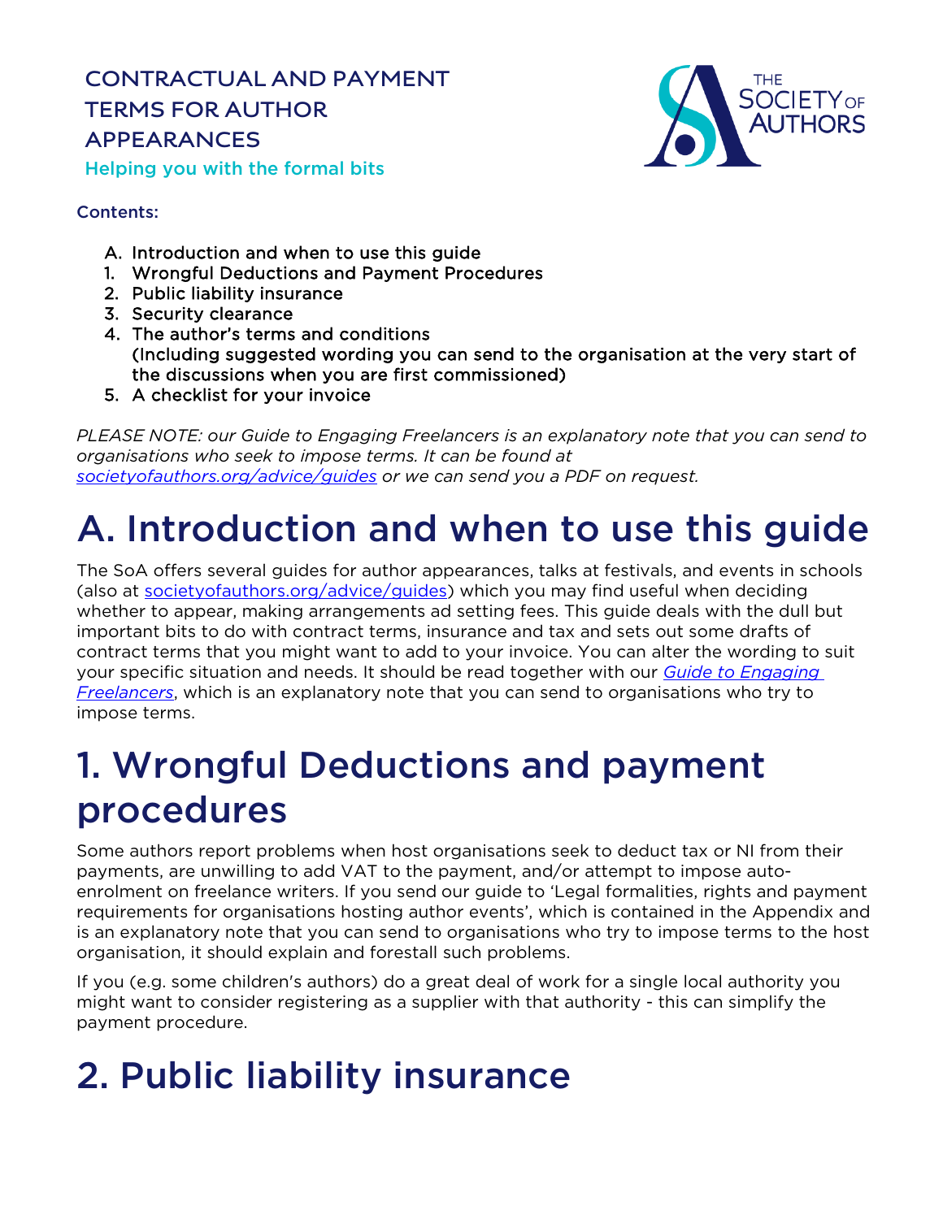# CONTRACTUAL AND PAYMENT TERMS FOR AUTHOR APPEARANCES

Helping you with the formal bits

**Contents:**

A. Introduction and when to use this guide
1. Wrongful Deductions and Payment Procedures
2. Public liability insurance
3. Security clearance
4. The author's terms and conditions
   (Including suggested wording you can send to the organisation at the very start of the discussions when you are first commissioned)
5. A checklist for your invoice

*PLEASE NOTE: our Guide to Engaging Freelancers is an explanatory note that you can send to organisations who seek to impose terms. It can be found at [societyofauthors.org/advice/guides](societyofauthors.org/advice/guides) or we can send you a PDF on request.*

# A. Introduction and when to use this guide

The SoA offers several guides for author appearances, talks at festivals, and events in schools (also at [societyofauthors.org/advice/guides](societyofauthors.org/advice/guides)) which you may find useful when deciding whether to appear, making arrangements ad setting fees. This guide deals with the dull but important bits to do with contract terms, insurance and tax and sets out some drafts of contract terms that you might want to add to your invoice. You can alter the wording to suit your specific situation and needs. It should be read together with our *Guide to Engaging Freelancers*, which is an explanatory note that you can send to organisations who try to impose terms.

# 1. Wrongful Deductions and payment procedures

Some authors report problems when host organisations seek to deduct tax or NI from their payments, are unwilling to add VAT to the payment, and/or attempt to impose auto-enrolment on freelance writers. If you send our guide to 'Legal formalities, rights and payment requirements for organisations hosting author events', which is contained in the Appendix and is an explanatory note that you can send to organisations who try to impose terms to the host organisation, it should explain and forestall such problems.

If you (e.g. some children's authors) do a great deal of work for a single local authority you might want to consider registering as a supplier with that authority - this can simplify the payment procedure.

# 2. Public liability insurance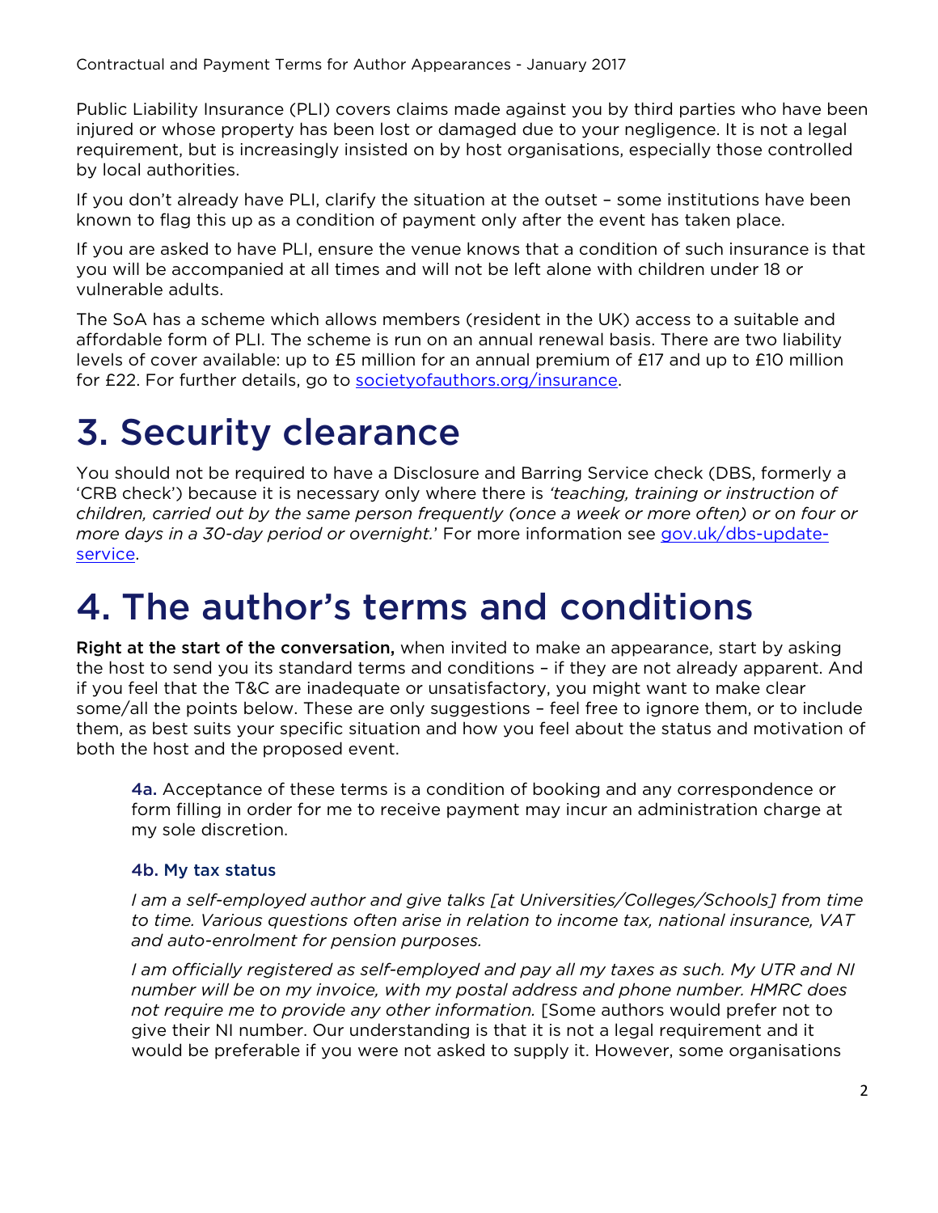Public Liability Insurance (PLI) covers claims made against you by third parties who have been injured or whose property has been lost or damaged due to your negligence. It is not a legal requirement, but is increasingly insisted on by host organisations, especially those controlled by local authorities.

If you don't already have PLI, clarify the situation at the outset – some institutions have been known to flag this up as a condition of payment only after the event has taken place.

If you are asked to have PLI, ensure the venue knows that a condition of such insurance is that you will be accompanied at all times and will not be left alone with children under 18 or vulnerable adults.

The SoA has a scheme which allows members (resident in the UK) access to a suitable and affordable form of PLI. The scheme is run on an annual renewal basis. There are two liability levels of cover available: up to £5 million for an annual premium of £17 and up to £10 million for £22. For further details, go to [societyofauthors.org/insurance](societyofauthors.org/insurance).

# 3. Security clearance

You should not be required to have a Disclosure and Barring Service check (DBS, formerly a 'CRB check') because it is necessary only where there is *'teaching, training or instruction of children, carried out by the same person frequently (once a week or more often) or on four or more days in a 30-day period or overnight.'* For more information see [gov.uk/dbs-update-service](gov.uk/dbs-update-service).

# 4. The author's terms and conditions

**Right at the start of the conversation,** when invited to make an appearance, start by asking the host to send you its standard terms and conditions – if they are not already apparent. And if you feel that the T&C are inadequate or unsatisfactory, you might want to make clear some/all the points below. These are only suggestions – feel free to ignore them, or to include them, as best suits your specific situation and how you feel about the status and motivation of both the host and the proposed event.

> **4a.** Acceptance of these terms is a condition of booking and any correspondence or form filling in order for me to receive payment may incur an administration charge at my sole discretion.
>
> #### 4b. My tax status
>
> *I am a self-employed author and give talks [at Universities/Colleges/Schools] from time to time. Various questions often arise in relation to income tax, national insurance, VAT and auto-enrolment for pension purposes.*
>
> *I am officially registered as self-employed and pay all my taxes as such. My UTR and NI number will be on my invoice, with my postal address and phone number. HMRC does not require me to provide any other information.* [Some authors would prefer not to give their NI number. Our understanding is that it is not a legal requirement and it would be preferable if you were not asked to supply it. However, some organisations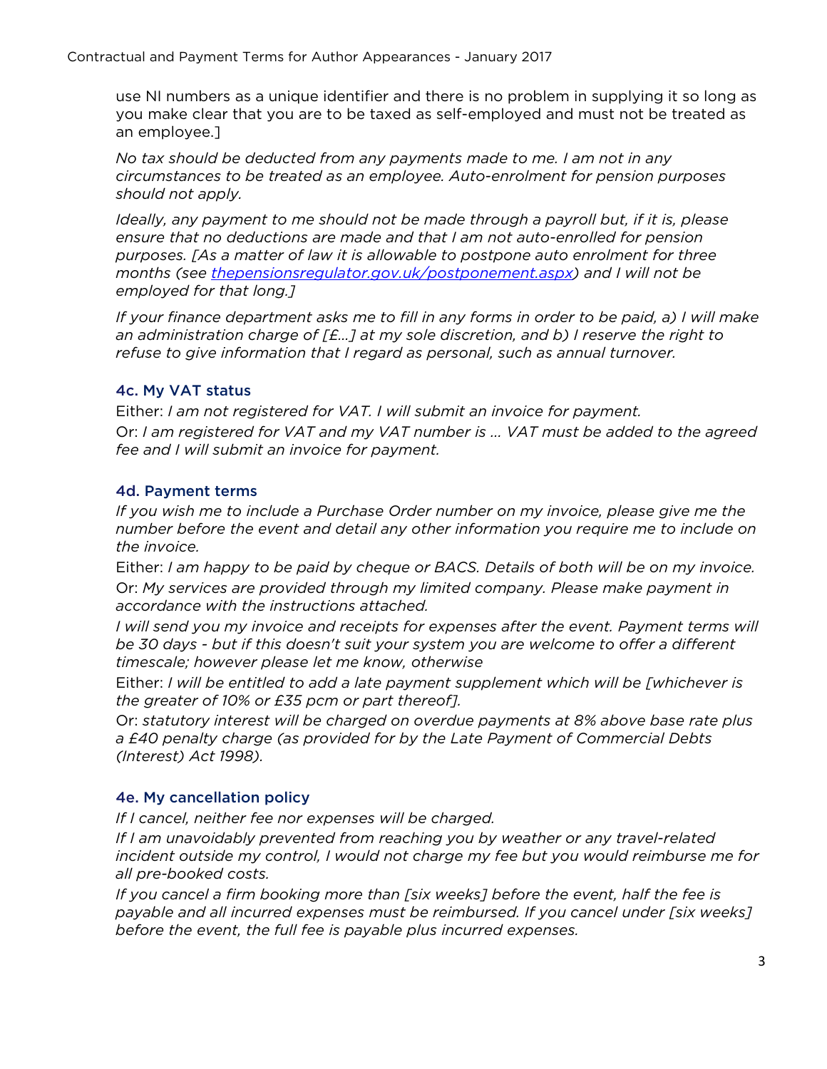use NI numbers as a unique identifier and there is no problem in supplying it so long as you make clear that you are to be taxed as self-employed and must not be treated as an employee.]

*No tax should be deducted from any payments made to me. I am not in any circumstances to be treated as an employee. Auto-enrolment for pension purposes should not apply.*

*Ideally, any payment to me should not be made through a payroll but, if it is, please ensure that no deductions are made and that I am not auto-enrolled for pension purposes. [As a matter of law it is allowable to postpone auto enrolment for three months (see [thepensionsregulator.gov.uk/postponement.aspx](thepensionsregulator.gov.uk/postponement.aspx)) and I will not be employed for that long.]*

*If your finance department asks me to fill in any forms in order to be paid, a) I will make an administration charge of [£...] at my sole discretion, and b) I reserve the right to refuse to give information that I regard as personal, such as annual turnover.*

### 4c. My VAT status

Either: *I am not registered for VAT. I will submit an invoice for payment.*

Or: *I am registered for VAT and my VAT number is ... VAT must be added to the agreed fee and I will submit an invoice for payment.*

### 4d. Payment terms

*If you wish me to include a Purchase Order number on my invoice, please give me the number before the event and detail any other information you require me to include on the invoice.*

Either: *I am happy to be paid by cheque or BACS. Details of both will be on my invoice.*

Or: *My services are provided through my limited company. Please make payment in accordance with the instructions attached.*

*I will send you my invoice and receipts for expenses after the event. Payment terms will be 30 days - but if this doesn't suit your system you are welcome to offer a different timescale; however please let me know, otherwise*

Either: *I will be entitled to add a late payment supplement which will be [whichever is the greater of 10% or £35 pcm or part thereof].*

Or: *statutory interest will be charged on overdue payments at 8% above base rate plus a £40 penalty charge (as provided for by the Late Payment of Commercial Debts (Interest) Act 1998).*

### 4e. My cancellation policy

*If I cancel, neither fee nor expenses will be charged.*

*If I am unavoidably prevented from reaching you by weather or any travel-related incident outside my control, I would not charge my fee but you would reimburse me for all pre-booked costs.*

*If you cancel a firm booking more than [six weeks] before the event, half the fee is payable and all incurred expenses must be reimbursed. If you cancel under [six weeks] before the event, the full fee is payable plus incurred expenses.*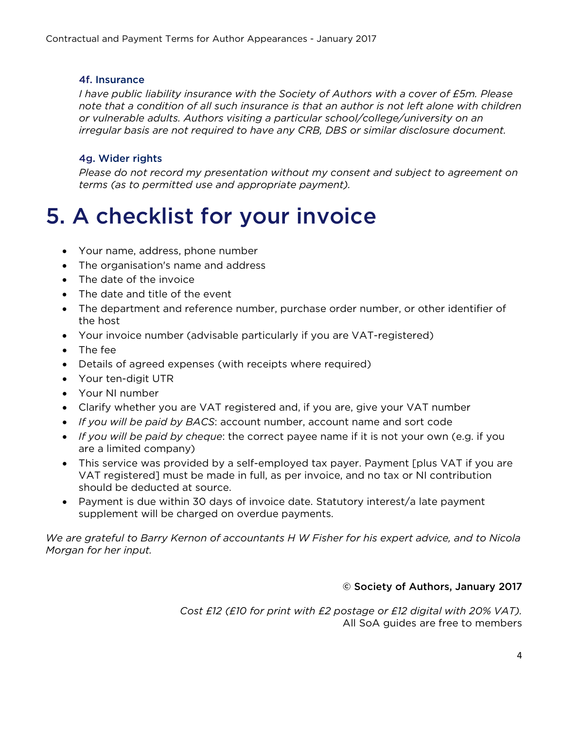### 4f. Insurance

*I have public liability insurance with the Society of Authors with a cover of £5m. Please note that a condition of all such insurance is that an author is not left alone with children or vulnerable adults. Authors visiting a particular school/college/university on an irregular basis are not required to have any CRB, DBS or similar disclosure document.*

### 4g. Wider rights

*Please do not record my presentation without my consent and subject to agreement on terms (as to permitted use and appropriate payment).*

# 5. A checklist for your invoice

- Your name, address, phone number
- The organisation's name and address
- The date of the invoice
- The date and title of the event
- The department and reference number, purchase order number, or other identifier of the host
- Your invoice number (advisable particularly if you are VAT-registered)
- The fee
- Details of agreed expenses (with receipts where required)
- Your ten-digit UTR
- Your NI number
- Clarify whether you are VAT registered and, if you are, give your VAT number
- *If you will be paid by BACS*: account number, account name and sort code
- *If you will be paid by cheque*: the correct payee name if it is not your own (e.g. if you are a limited company)
- This service was provided by a self-employed tax payer. Payment [plus VAT if you are VAT registered] must be made in full, as per invoice, and no tax or NI contribution should be deducted at source.
- Payment is due within 30 days of invoice date. Statutory interest/a late payment supplement will be charged on overdue payments.

*We are grateful to Barry Kernon of accountants H W Fisher for his expert advice, and to Nicola Morgan for her input.*

© Society of Authors, January 2017

*Cost £12 (£10 for print with £2 postage or £12 digital with 20% VAT).*
All SoA guides are free to members